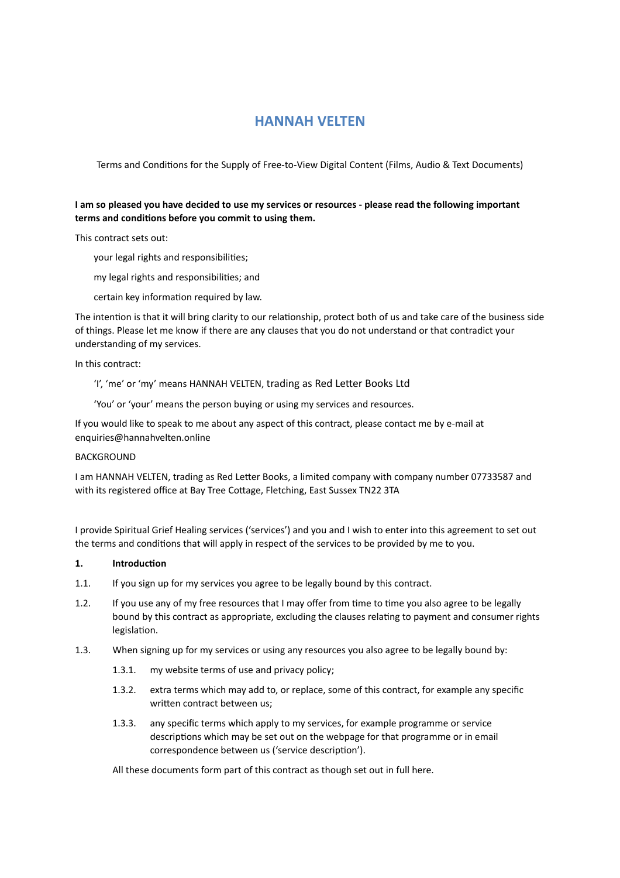# HANNAH VELTEN

Terms and Conditions for the Supply of Free-to-View Digital Content (Films, Audio & Text Documents)

**I am so pleased you have decided to use my services or resources - please read the following important terms and conditions before you commit to using them.**

This contract sets out:

- your legal rights and responsibilities;
- my legal rights and responsibilities; and
- certain key information required by law.

The intention is that it will bring clarity to our relationship, protect both of us and take care of the business side of things. Please let me know if there are any clauses that you do not understand or that contradict your understanding of my services.

In this contract:

'I', 'me' or 'my' means HANNAH VELTEN, trading as Red Letter Books Ltd

'You' or 'your' means the person buying or using my services and resources.

If you would like to speak to me about any aspect of this contract, please contact me by e-mail at enquiries@hannahvelten.online

BACKGROUND

I am HANNAH VELTEN, trading as Red Letter Books, a limited company with company number 07733587 and with its registered office at Bay Tree Cottage, Fletching, East Sussex TN22 3TA

I provide Spiritual Grief Healing services ('services') and you and I wish to enter into this agreement to set out the terms and conditions that will apply in respect of the services to be provided by me to you.

**1. Introduction**

1.1. If you sign up for my services you agree to be legally bound by this contract.

1.2. If you use any of my free resources that I may offer from time to time you also agree to be legally bound by this contract as appropriate, excluding the clauses relating to payment and consumer rights legislation.

1.3. When signing up for my services or using any resources you also agree to be legally bound by:

1.3.1. my website terms of use and privacy policy;

1.3.2. extra terms which may add to, or replace, some of this contract, for example any specific written contract between us;

1.3.3. any specific terms which apply to my services, for example programme or service descriptions which may be set out on the webpage for that programme or in email correspondence between us ('service description').

All these documents form part of this contract as though set out in full here.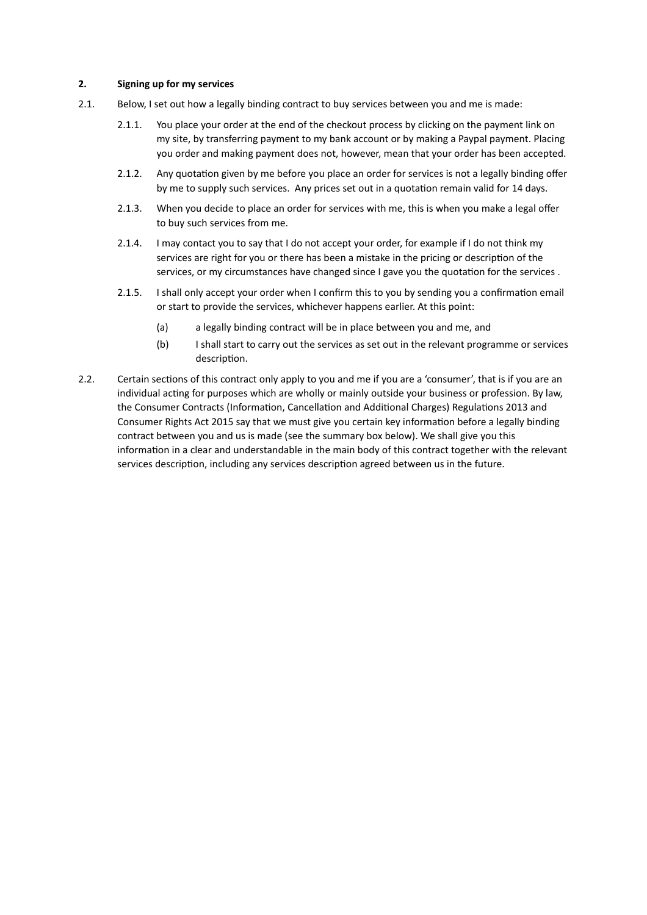**2. Signing up for my services**

2.1. Below, I set out how a legally binding contract to buy services between you and me is made:

2.1.1. You place your order at the end of the checkout process by clicking on the payment link on my site, by transferring payment to my bank account or by making a Paypal payment. Placing you order and making payment does not, however, mean that your order has been accepted.

2.1.2. Any quotation given by me before you place an order for services is not a legally binding offer by me to supply such services. Any prices set out in a quotation remain valid for 14 days.

2.1.3. When you decide to place an order for services with me, this is when you make a legal offer to buy such services from me.

2.1.4. I may contact you to say that I do not accept your order, for example if I do not think my services are right for you or there has been a mistake in the pricing or description of the services, or my circumstances have changed since I gave you the quotation for the services .

2.1.5. I shall only accept your order when I confirm this to you by sending you a confirmation email or start to provide the services, whichever happens earlier. At this point:

(a) a legally binding contract will be in place between you and me, and

(b) I shall start to carry out the services as set out in the relevant programme or services description.

2.2. Certain sections of this contract only apply to you and me if you are a 'consumer', that is if you are an individual acting for purposes which are wholly or mainly outside your business or profession. By law, the Consumer Contracts (Information, Cancellation and Additional Charges) Regulations 2013 and Consumer Rights Act 2015 say that we must give you certain key information before a legally binding contract between you and us is made (see the summary box below). We shall give you this information in a clear and understandable in the main body of this contract together with the relevant services description, including any services description agreed between us in the future.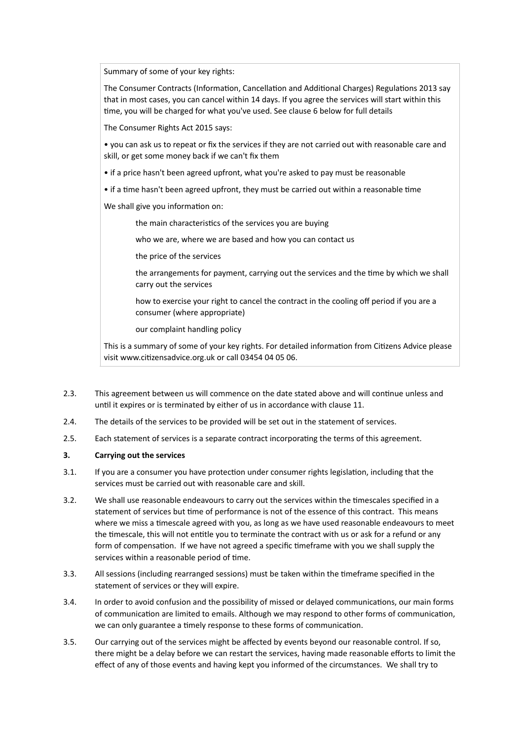Summary of some of your key rights:

The Consumer Contracts (Information, Cancellation and Additional Charges) Regulations 2013 say that in most cases, you can cancel within 14 days. If you agree the services will start within this time, you will be charged for what you've used. See clause 6 below for full details

The Consumer Rights Act 2015 says:

• you can ask us to repeat or fix the services if they are not carried out with reasonable care and skill, or get some money back if we can't fix them

• if a price hasn't been agreed upfront, what you're asked to pay must be reasonable

• if a time hasn't been agreed upfront, they must be carried out within a reasonable time

We shall give you information on:

- the main characteristics of the services you are buying
- who we are, where we are based and how you can contact us
- the price of the services
- the arrangements for payment, carrying out the services and the time by which we shall carry out the services
- how to exercise your right to cancel the contract in the cooling off period if you are a consumer (where appropriate)
- our complaint handling policy

This is a summary of some of your key rights. For detailed information from Citizens Advice please visit www.citizensadvice.org.uk or call 03454 04 05 06.

2.3. This agreement between us will commence on the date stated above and will continue unless and until it expires or is terminated by either of us in accordance with clause 11.

2.4. The details of the services to be provided will be set out in the statement of services.

2.5. Each statement of services is a separate contract incorporating the terms of this agreement.

## 3. Carrying out the services

3.1. If you are a consumer you have protection under consumer rights legislation, including that the services must be carried out with reasonable care and skill.

3.2. We shall use reasonable endeavours to carry out the services within the timescales specified in a statement of services but time of performance is not of the essence of this contract. This means where we miss a timescale agreed with you, as long as we have used reasonable endeavours to meet the timescale, this will not entitle you to terminate the contract with us or ask for a refund or any form of compensation. If we have not agreed a specific timeframe with you we shall supply the services within a reasonable period of time.

3.3. All sessions (including rearranged sessions) must be taken within the timeframe specified in the statement of services or they will expire.

3.4. In order to avoid confusion and the possibility of missed or delayed communications, our main forms of communication are limited to emails. Although we may respond to other forms of communication, we can only guarantee a timely response to these forms of communication.

3.5. Our carrying out of the services might be affected by events beyond our reasonable control. If so, there might be a delay before we can restart the services, having made reasonable efforts to limit the effect of any of those events and having kept you informed of the circumstances. We shall try to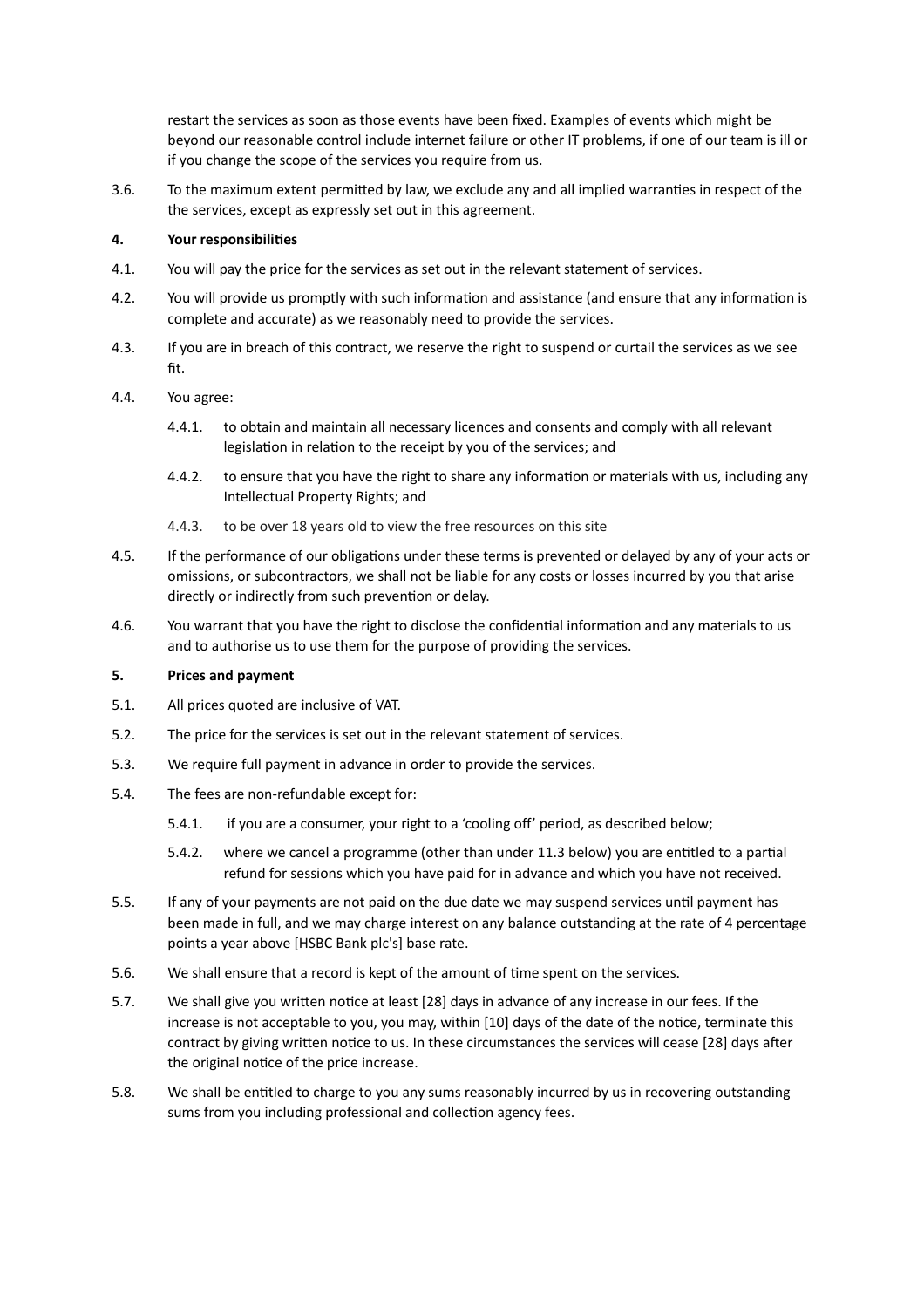restart the services as soon as those events have been fixed. Examples of events which might be beyond our reasonable control include internet failure or other IT problems, if one of our team is ill or if you change the scope of the services you require from us.

3.6. To the maximum extent permitted by law, we exclude any and all implied warranties in respect of the the services, except as expressly set out in this agreement.

**4. Your responsibilities**

4.1. You will pay the price for the services as set out in the relevant statement of services.

4.2. You will provide us promptly with such information and assistance (and ensure that any information is complete and accurate) as we reasonably need to provide the services.

4.3. If you are in breach of this contract, we reserve the right to suspend or curtail the services as we see fit.

4.4. You agree:

4.4.1. to obtain and maintain all necessary licences and consents and comply with all relevant legislation in relation to the receipt by you of the services; and

4.4.2. to ensure that you have the right to share any information or materials with us, including any Intellectual Property Rights; and

4.4.3. to be over 18 years old to view the free resources on this site

4.5. If the performance of our obligations under these terms is prevented or delayed by any of your acts or omissions, or subcontractors, we shall not be liable for any costs or losses incurred by you that arise directly or indirectly from such prevention or delay.

4.6. You warrant that you have the right to disclose the confidential information and any materials to us and to authorise us to use them for the purpose of providing the services.

**5. Prices and payment**

5.1. All prices quoted are inclusive of VAT.

5.2. The price for the services is set out in the relevant statement of services.

5.3. We require full payment in advance in order to provide the services.

5.4. The fees are non-refundable except for:

5.4.1. if you are a consumer, your right to a 'cooling off' period, as described below;

5.4.2. where we cancel a programme (other than under 11.3 below) you are entitled to a partial refund for sessions which you have paid for in advance and which you have not received.

5.5. If any of your payments are not paid on the due date we may suspend services until payment has been made in full, and we may charge interest on any balance outstanding at the rate of 4 percentage points a year above [HSBC Bank plc's] base rate.

5.6. We shall ensure that a record is kept of the amount of time spent on the services.

5.7. We shall give you written notice at least [28] days in advance of any increase in our fees. If the increase is not acceptable to you, you may, within [10] days of the date of the notice, terminate this contract by giving written notice to us. In these circumstances the services will cease [28] days after the original notice of the price increase.

5.8. We shall be entitled to charge to you any sums reasonably incurred by us in recovering outstanding sums from you including professional and collection agency fees.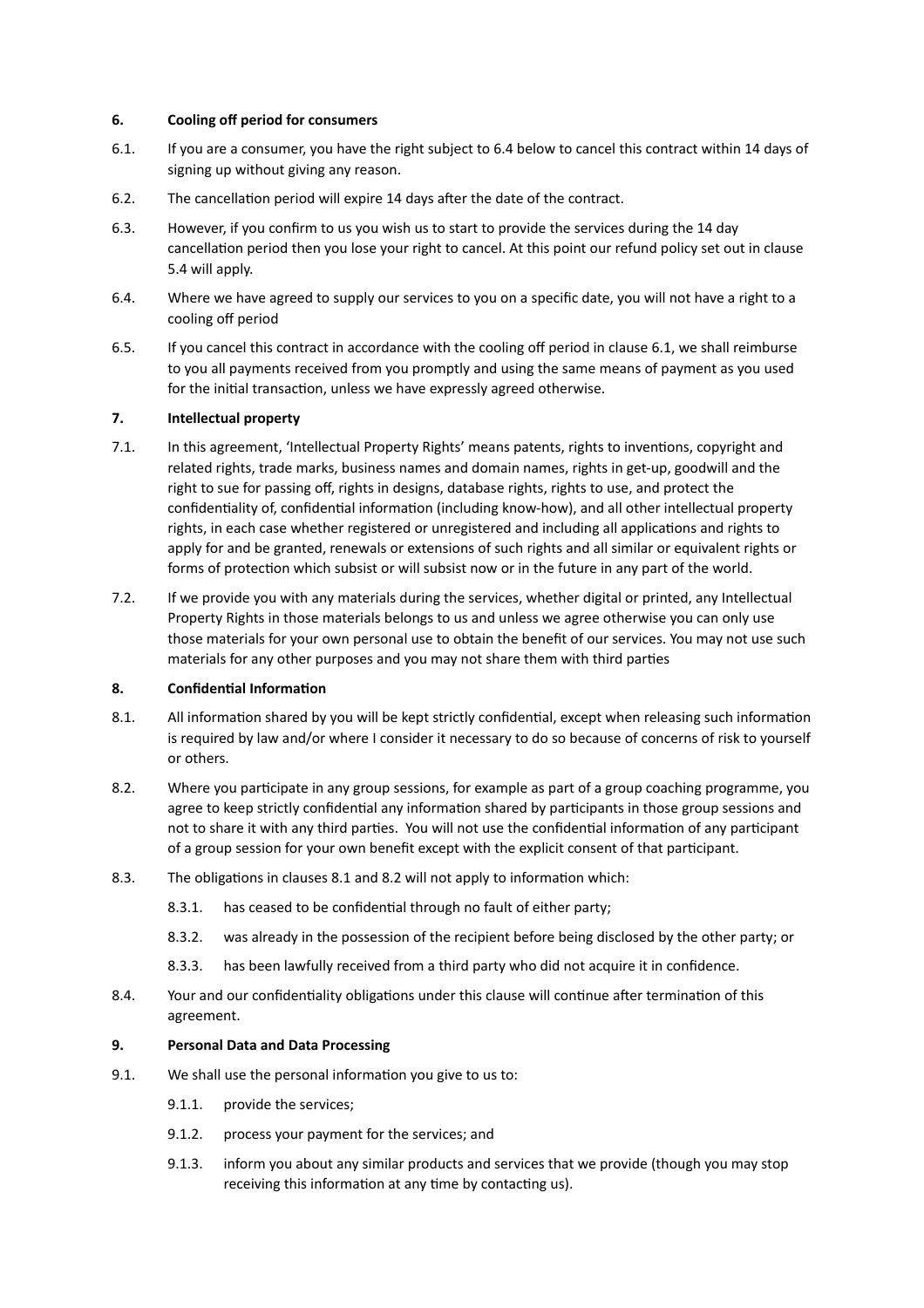## 6. Cooling off period for consumers

6.1. If you are a consumer, you have the right subject to 6.4 below to cancel this contract within 14 days of signing up without giving any reason.

6.2. The cancellation period will expire 14 days after the date of the contract.

6.3. However, if you confirm to us you wish us to start to provide the services during the 14 day cancellation period then you lose your right to cancel. At this point our refund policy set out in clause 5.4 will apply.

6.4. Where we have agreed to supply our services to you on a specific date, you will not have a right to a cooling off period

6.5. If you cancel this contract in accordance with the cooling off period in clause 6.1, we shall reimburse to you all payments received from you promptly and using the same means of payment as you used for the initial transaction, unless we have expressly agreed otherwise.

## 7. Intellectual property

7.1. In this agreement, 'Intellectual Property Rights' means patents, rights to inventions, copyright and related rights, trade marks, business names and domain names, rights in get-up, goodwill and the right to sue for passing off, rights in designs, database rights, rights to use, and protect the confidentiality of, confidential information (including know-how), and all other intellectual property rights, in each case whether registered or unregistered and including all applications and rights to apply for and be granted, renewals or extensions of such rights and all similar or equivalent rights or forms of protection which subsist or will subsist now or in the future in any part of the world.

7.2. If we provide you with any materials during the services, whether digital or printed, any Intellectual Property Rights in those materials belongs to us and unless we agree otherwise you can only use those materials for your own personal use to obtain the benefit of our services. You may not use such materials for any other purposes and you may not share them with third parties

## 8. Confidential Information

8.1. All information shared by you will be kept strictly confidential, except when releasing such information is required by law and/or where I consider it necessary to do so because of concerns of risk to yourself or others.

8.2. Where you participate in any group sessions, for example as part of a group coaching programme, you agree to keep strictly confidential any information shared by participants in those group sessions and not to share it with any third parties. You will not use the confidential information of any participant of a group session for your own benefit except with the explicit consent of that participant.

8.3. The obligations in clauses 8.1 and 8.2 will not apply to information which:

- 8.3.1. has ceased to be confidential through no fault of either party;
- 8.3.2. was already in the possession of the recipient before being disclosed by the other party; or
- 8.3.3. has been lawfully received from a third party who did not acquire it in confidence.

8.4. Your and our confidentiality obligations under this clause will continue after termination of this agreement.

## 9. Personal Data and Data Processing

9.1. We shall use the personal information you give to us to:

- 9.1.1. provide the services;
- 9.1.2. process your payment for the services; and
- 9.1.3. inform you about any similar products and services that we provide (though you may stop receiving this information at any time by contacting us).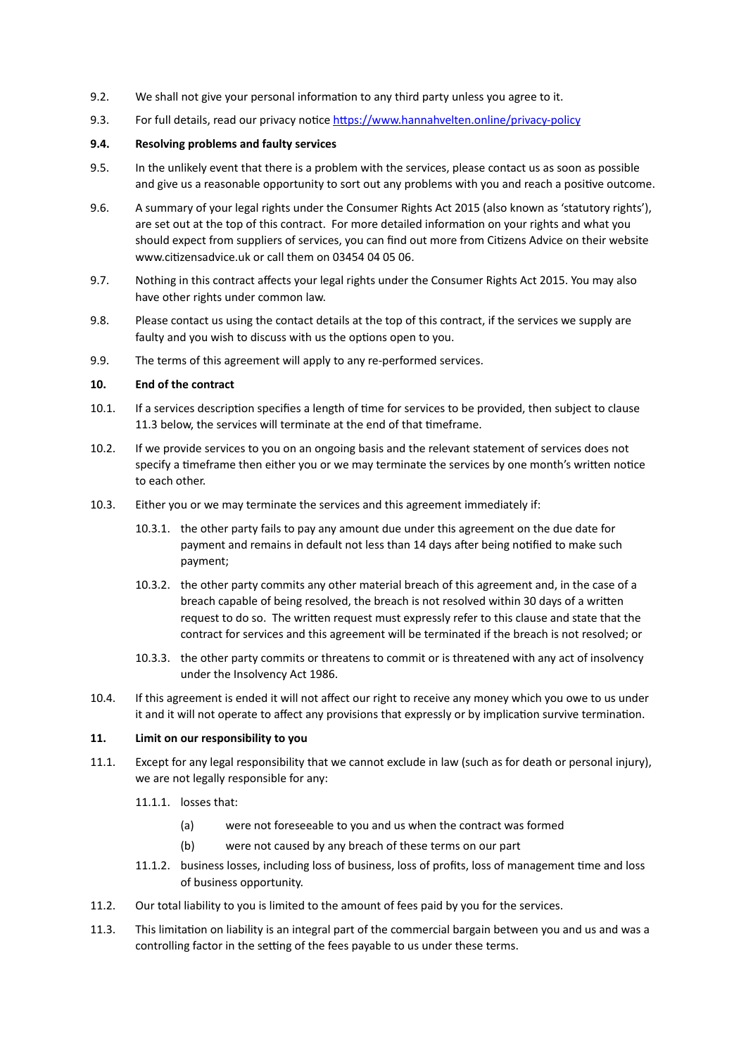9.2. We shall not give your personal information to any third party unless you agree to it.

9.3. For full details, read our privacy notice [https://www.hannahvelten.online/privacy-policy](https://www.hannahvelten.online/privacy-policy)

**9.4. Resolving problems and faulty services**

9.5. In the unlikely event that there is a problem with the services, please contact us as soon as possible and give us a reasonable opportunity to sort out any problems with you and reach a positive outcome.

9.6. A summary of your legal rights under the Consumer Rights Act 2015 (also known as 'statutory rights'), are set out at the top of this contract. For more detailed information on your rights and what you should expect from suppliers of services, you can find out more from Citizens Advice on their website www.citizensadvice.uk or call them on 03454 04 05 06.

9.7. Nothing in this contract affects your legal rights under the Consumer Rights Act 2015. You may also have other rights under common law.

9.8. Please contact us using the contact details at the top of this contract, if the services we supply are faulty and you wish to discuss with us the options open to you.

9.9. The terms of this agreement will apply to any re-performed services.

## 10. End of the contract

10.1. If a services description specifies a length of time for services to be provided, then subject to clause 11.3 below, the services will terminate at the end of that timeframe.

10.2. If we provide services to you on an ongoing basis and the relevant statement of services does not specify a timeframe then either you or we may terminate the services by one month's written notice to each other.

10.3. Either you or we may terminate the services and this agreement immediately if:

- 10.3.1. the other party fails to pay any amount due under this agreement on the due date for payment and remains in default not less than 14 days after being notified to make such payment;
- 10.3.2. the other party commits any other material breach of this agreement and, in the case of a breach capable of being resolved, the breach is not resolved within 30 days of a written request to do so. The written request must expressly refer to this clause and state that the contract for services and this agreement will be terminated if the breach is not resolved; or
- 10.3.3. the other party commits or threatens to commit or is threatened with any act of insolvency under the Insolvency Act 1986.

10.4. If this agreement is ended it will not affect our right to receive any money which you owe to us under it and it will not operate to affect any provisions that expressly or by implication survive termination.

## 11. Limit on our responsibility to you

11.1. Except for any legal responsibility that we cannot exclude in law (such as for death or personal injury), we are not legally responsible for any:

- 11.1.1. losses that:
  - (a) were not foreseeable to you and us when the contract was formed
  - (b) were not caused by any breach of these terms on our part
- 11.1.2. business losses, including loss of business, loss of profits, loss of management time and loss of business opportunity.

11.2. Our total liability to you is limited to the amount of fees paid by you for the services.

11.3. This limitation on liability is an integral part of the commercial bargain between you and us and was a controlling factor in the setting of the fees payable to us under these terms.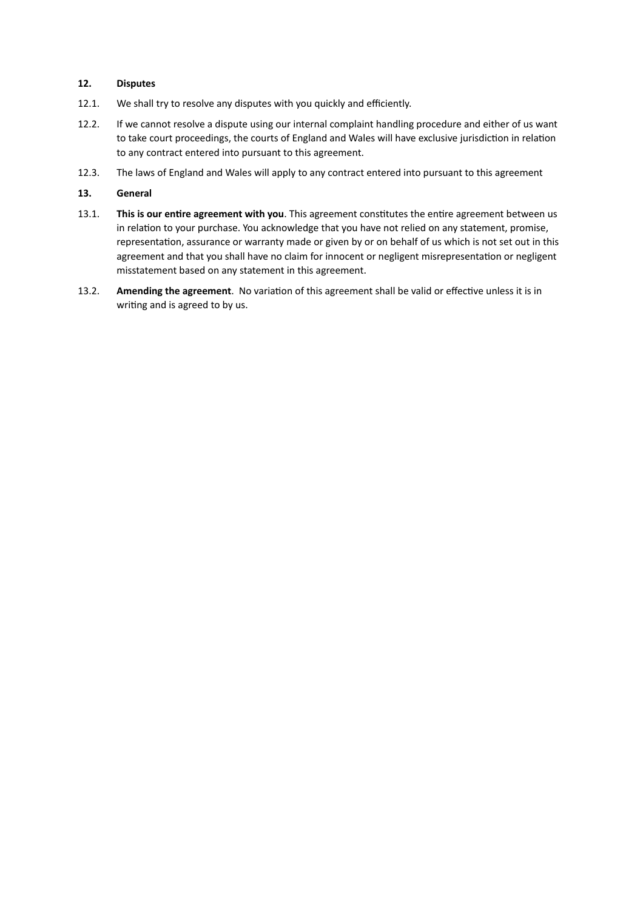## 12. Disputes

12.1. We shall try to resolve any disputes with you quickly and efficiently.

12.2. If we cannot resolve a dispute using our internal complaint handling procedure and either of us want to take court proceedings, the courts of England and Wales will have exclusive jurisdiction in relation to any contract entered into pursuant to this agreement.

12.3. The laws of England and Wales will apply to any contract entered into pursuant to this agreement

## 13. General

13.1. **This is our entire agreement with you**. This agreement constitutes the entire agreement between us in relation to your purchase. You acknowledge that you have not relied on any statement, promise, representation, assurance or warranty made or given by or on behalf of us which is not set out in this agreement and that you shall have no claim for innocent or negligent misrepresentation or negligent misstatement based on any statement in this agreement.

13.2. **Amending the agreement**. No variation of this agreement shall be valid or effective unless it is in writing and is agreed to by us.